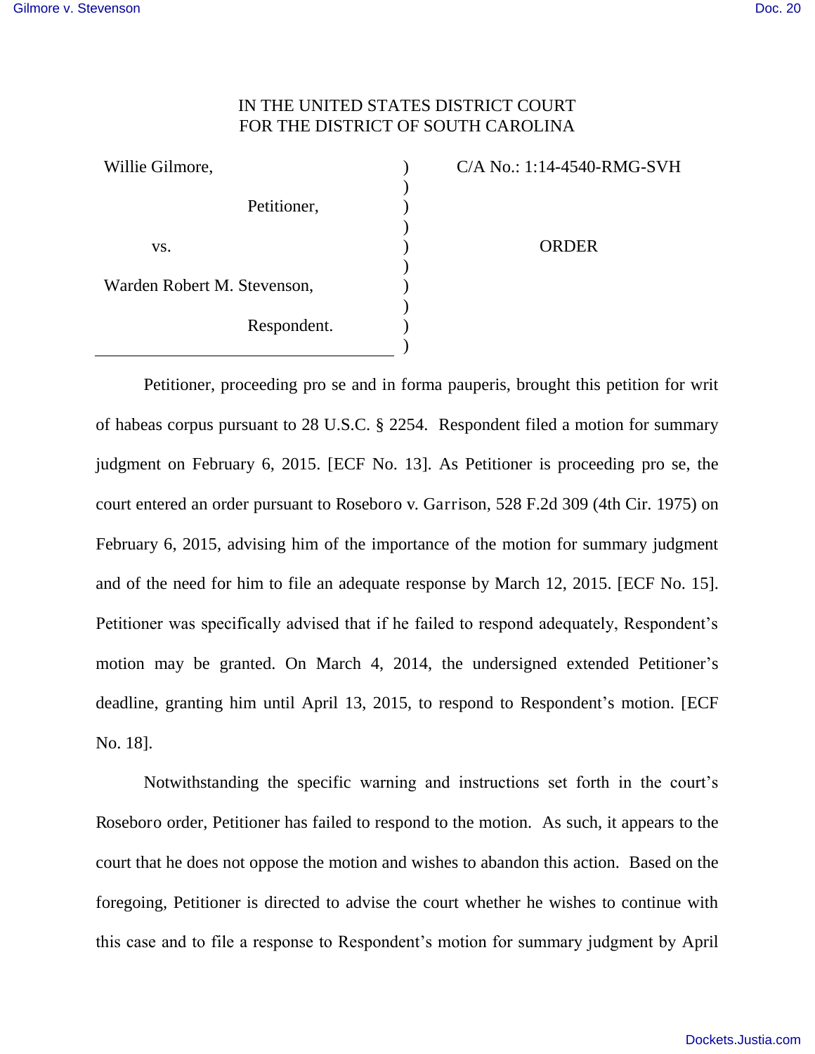IN THE UNITED STATES DISTRICT COURT
FOR THE DISTRICT OF SOUTH CAROLINA

| | | |
|---|---|---|
| Willie Gilmore, | ) | C/A No.: 1:14-4540-RMG-SVH |
| Petitioner, | ) | |
| vs. | ) | ORDER |
| Warden Robert M. Stevenson, | ) | |
| Respondent. | ) | |

Petitioner, proceeding pro se and in forma pauperis, brought this petition for writ of habeas corpus pursuant to 28 U.S.C. § 2254. Respondent filed a motion for summary judgment on February 6, 2015. [ECF No. 13]. As Petitioner is proceeding pro se, the court entered an order pursuant to Roseboro v. Garrison, 528 F.2d 309 (4th Cir. 1975) on February 6, 2015, advising him of the importance of the motion for summary judgment and of the need for him to file an adequate response by March 12, 2015. [ECF No. 15]. Petitioner was specifically advised that if he failed to respond adequately, Respondent's motion may be granted. On March 4, 2014, the undersigned extended Petitioner's deadline, granting him until April 13, 2015, to respond to Respondent's motion. [ECF No. 18].

Notwithstanding the specific warning and instructions set forth in the court's Roseboro order, Petitioner has failed to respond to the motion. As such, it appears to the court that he does not oppose the motion and wishes to abandon this action. Based on the foregoing, Petitioner is directed to advise the court whether he wishes to continue with this case and to file a response to Respondent's motion for summary judgment by April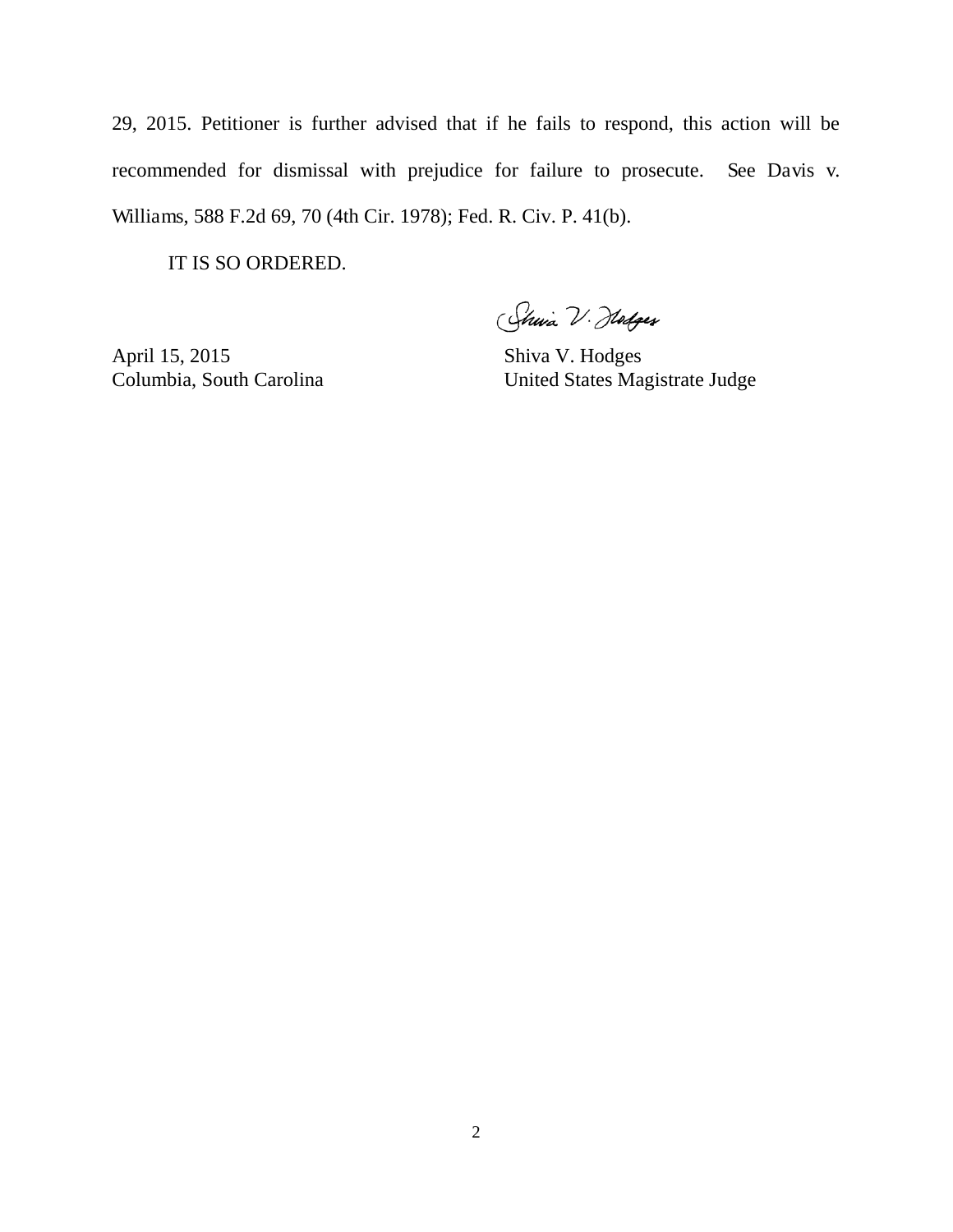29, 2015. Petitioner is further advised that if he fails to respond, this action will be recommended for dismissal with prejudice for failure to prosecute. See Davis v. Williams, 588 F.2d 69, 70 (4th Cir. 1978); Fed. R. Civ. P. 41(b).

IT IS SO ORDERED.

April 15, 2015
Columbia, South Carolina

Shiva V. Hodges
United States Magistrate Judge